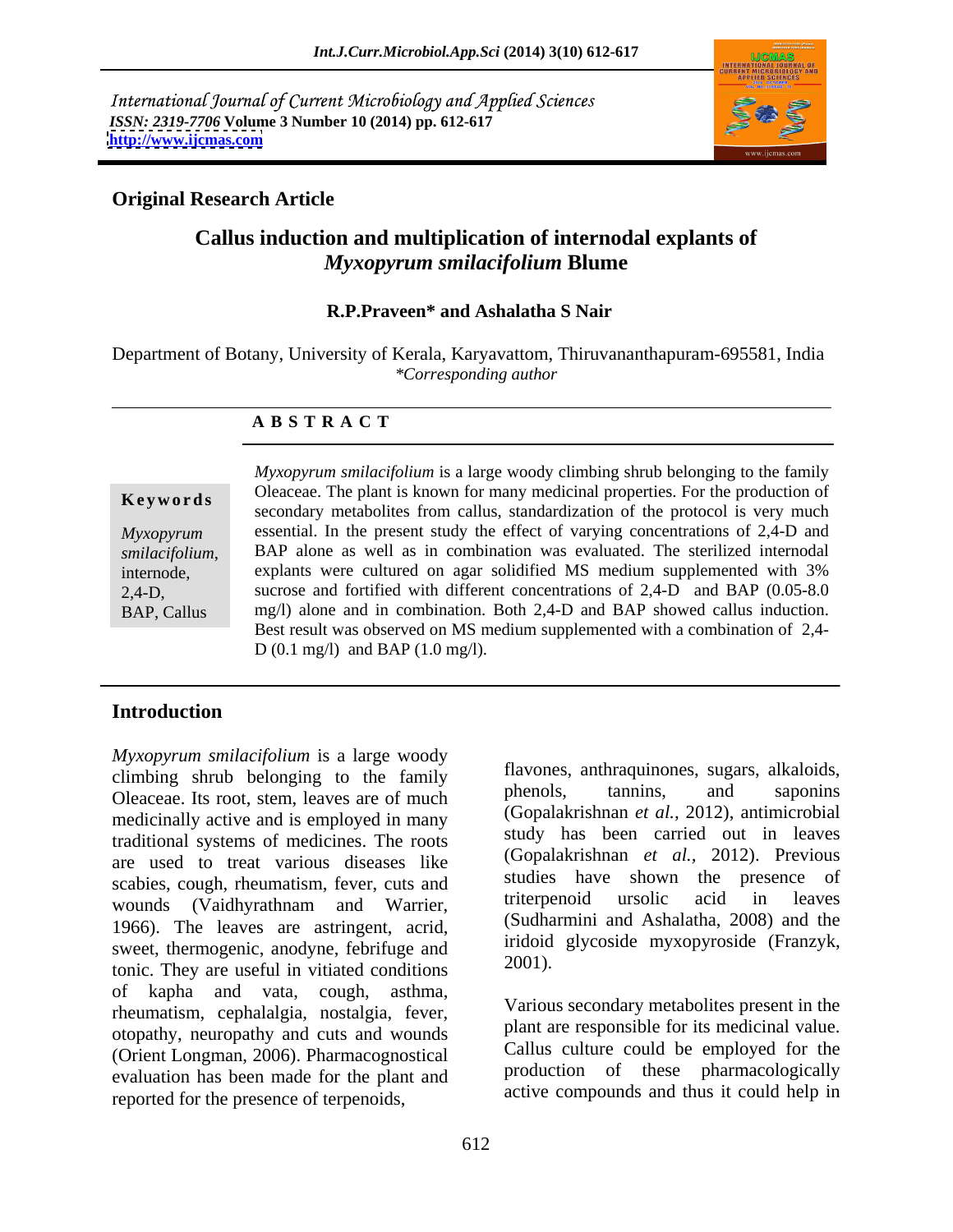International Journal of Current Microbiology and Applied Sciences
*ISSN: 2319-7706* **Volume 3 Number 10 (2014) pp. 612-617**
**http://www.ijcmas.com**

**Original Research Article**

# Callus induction and multiplication of internodal explants of *Myxopyrum smilacifolium* Blume

**R.P.Praveen\* and Ashalatha S Nair**

Department of Botany, University of Kerala, Karyavattom, Thiruvananthapuram-695581, India
*\*Corresponding author*

## A B S T R A C T

**Keywords**

*Myxopyrum smilacifolium*, internode, 2,4-D, BAP, Callus

*Myxopyrum smilacifolium* is a large woody climbing shrub belonging to the family Oleaceae. The plant is known for many medicinal properties. For the production of secondary metabolites from callus, standardization of the protocol is very much essential. In the present study the effect of varying concentrations of 2,4-D and BAP alone as well as in combination was evaluated. The sterilized internodal explants were cultured on agar solidified MS medium supplemented with 3% sucrose and fortified with different concentrations of 2,4-D and BAP (0.05-8.0 mg/l) alone and in combination. Both 2,4-D and BAP showed callus induction. Best result was observed on MS medium supplemented with a combination of 2,4-D (0.1 mg/l) and BAP (1.0 mg/l).

## Introduction

*Myxopyrum smilacifolium* is a large woody climbing shrub belonging to the family Oleaceae. Its root, stem, leaves are of much medicinally active and is employed in many traditional systems of medicines. The roots are used to treat various diseases like scabies, cough, rheumatism, fever, cuts and wounds (Vaidhyrathnam and Warrier, 1966). The leaves are astringent, acrid, sweet, thermogenic, anodyne, febrifuge and tonic. They are useful in vitiated conditions of kapha and vata, cough, asthma, rheumatism, cephalalgia, nostalgia, fever, otopathy, neuropathy and cuts and wounds (Orient Longman, 2006). Pharmacognostical evaluation has been made for the plant and reported for the presence of terpenoids, flavones, anthraquinones, sugars, alkaloids, phenols, tannins, and saponins (Gopalakrishnan *et al.*, 2012), antimicrobial study has been carried out in leaves (Gopalakrishnan *et al.*, 2012). Previous studies have shown the presence of triterpenoid ursolic acid in leaves (Sudharmini and Ashalatha, 2008) and the iridoid glycoside myxopyroside (Franzyk, 2001).

Various secondary metabolites present in the plant are responsible for its medicinal value. Callus culture could be employed for the production of these pharmacologically active compounds and thus it could help in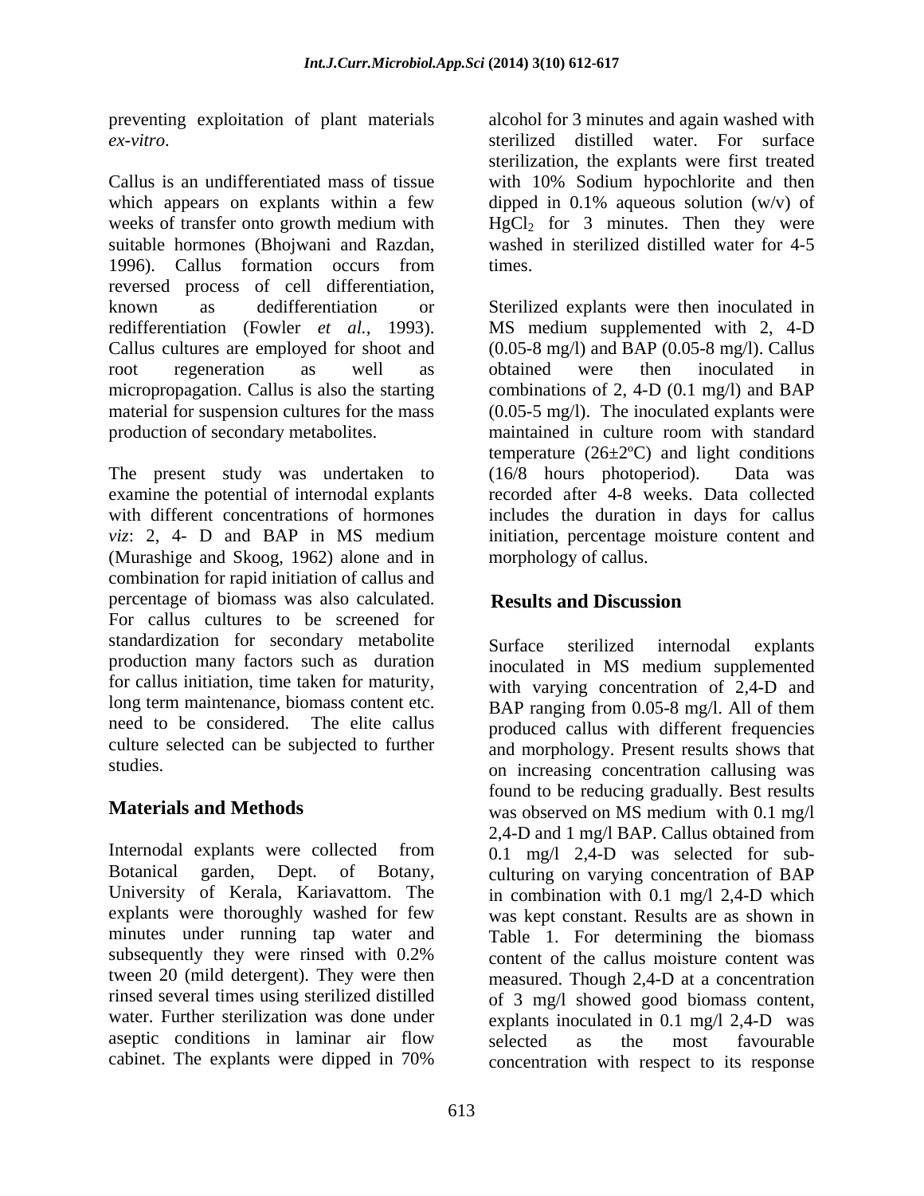preventing exploitation of plant materials *ex-vitro*.

Callus is an undifferentiated mass of tissue which appears on explants within a few weeks of transfer onto growth medium with suitable hormones (Bhojwani and Razdan, 1996). Callus formation occurs from reversed process of cell differentiation, known as dedifferentiation or redifferentiation (Fowler *et al.*, 1993). Callus cultures are employed for shoot and root regeneration as well as micropropagation. Callus is also the starting material for suspension cultures for the mass production of secondary metabolites.

The present study was undertaken to examine the potential of internodal explants with different concentrations of hormones *viz*: 2, 4- D and BAP in MS medium (Murashige and Skoog, 1962) alone and in combination for rapid initiation of callus and percentage of biomass was also calculated. For callus cultures to be screened for standardization for secondary metabolite production many factors such as duration for callus initiation, time taken for maturity, long term maintenance, biomass content etc. need to be considered. The elite callus culture selected can be subjected to further studies.

## Materials and Methods

Internodal explants were collected from Botanical garden, Dept. of Botany, University of Kerala, Kariavattom. The explants were thoroughly washed for few minutes under running tap water and subsequently they were rinsed with 0.2% tween 20 (mild detergent). They were then rinsed several times using sterilized distilled water. Further sterilization was done under aseptic conditions in laminar air flow cabinet. The explants were dipped in 70% alcohol for 3 minutes and again washed with sterilized distilled water. For surface sterilization, the explants were first treated with 10% Sodium hypochlorite and then dipped in 0.1% aqueous solution (w/v) of $HgCl_2$ for 3 minutes. Then they were washed in sterilized distilled water for 4-5 times.

Sterilized explants were then inoculated in MS medium supplemented with 2, 4-D (0.05-8 mg/l) and BAP (0.05-8 mg/l). Callus obtained were then inoculated in combinations of 2, 4-D (0.1 mg/l) and BAP (0.05-5 mg/l). The inoculated explants were maintained in culture room with standard temperature (26±2ºC) and light conditions (16/8 hours photoperiod). Data was recorded after 4-8 weeks. Data collected includes the duration in days for callus initiation, percentage moisture content and morphology of callus.

## Results and Discussion

Surface sterilized internodal explants inoculated in MS medium supplemented with varying concentration of 2,4-D and BAP ranging from 0.05-8 mg/l. All of them produced callus with different frequencies and morphology. Present results shows that on increasing concentration callusing was found to be reducing gradually. Best results was observed on MS medium with 0.1 mg/l 2,4-D and 1 mg/l BAP. Callus obtained from 0.1 mg/l 2,4-D was selected for sub-culturing on varying concentration of BAP in combination with 0.1 mg/l 2,4-D which was kept constant. Results are as shown in Table 1. For determining the biomass content of the callus moisture content was measured. Though 2,4-D at a concentration of 3 mg/l showed good biomass content, explants inoculated in 0.1 mg/l 2,4-D was selected as the most favourable concentration with respect to its response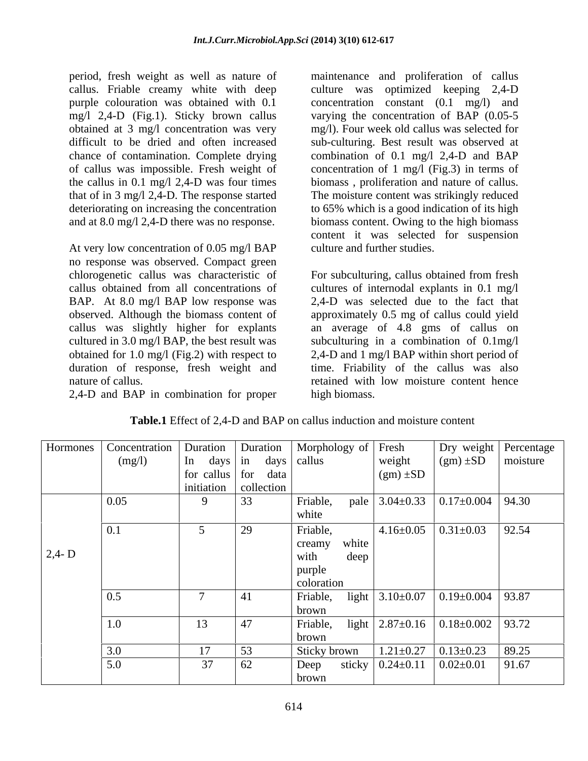period, fresh weight as well as nature of callus. Friable creamy white with deep purple colouration was obtained with 0.1 mg/l 2,4-D (Fig.1). Sticky brown callus obtained at 3 mg/l concentration was very difficult to be dried and often increased chance of contamination. Complete drying of callus was impossible. Fresh weight of the callus in 0.1 mg/l 2,4-D was four times that of in 3 mg/l 2,4-D. The response started deteriorating on increasing the concentration and at 8.0 mg/l 2,4-D there was no response.

At very low concentration of 0.05 mg/l BAP no response was observed. Compact green chlorogenetic callus was characteristic of callus obtained from all concentrations of BAP. At 8.0 mg/l BAP low response was observed. Although the biomass content of callus was slightly higher for explants cultured in 3.0 mg/l BAP, the best result was obtained for 1.0 mg/l (Fig.2) with respect to duration of response, fresh weight and nature of callus.

2,4-D and BAP in combination for proper maintenance and proliferation of callus culture was optimized keeping 2,4-D concentration constant (0.1 mg/l) and varying the concentration of BAP (0.05-5 mg/l). Four week old callus was selected for sub-culturing. Best result was observed at combination of 0.1 mg/l 2,4-D and BAP concentration of 1 mg/l (Fig.3) in terms of biomass , proliferation and nature of callus. The moisture content was strikingly reduced to 65% which is a good indication of its high biomass content. Owing to the high biomass content it was selected for suspension culture and further studies.

For subculturing, callus obtained from fresh cultures of internodal explants in 0.1 mg/l 2,4-D was selected due to the fact that approximately 0.5 mg of callus could yield an average of 4.8 gms of callus on subculturing in a combination of 0.1mg/l 2,4-D and 1 mg/l BAP within short period of time. Friability of the callus was also retained with low moisture content hence high biomass.

**Table.1** Effect of 2,4-D and BAP on callus induction and moisture content

| Hormones | Concentration (mg/l) | Duration In days for callus initiation | Duration in days for data collection | Morphology of callus | Fresh weight (gm) ±SD | Dry weight (gm) ±SD | Percentage moisture |
|---|---|---|---|---|---|---|---|
| 2,4- D | 0.05 | 9 | 33 | Friable, pale white | 3.04±0.33 | 0.17±0.004 | 94.30 |
| | 0.1 | 5 | 29 | Friable, creamy white with deep purple coloration | 4.16±0.05 | 0.31±0.03 | 92.54 |
| | 0.5 | 7 | 41 | Friable, light brown | 3.10±0.07 | 0.19±0.004 | 93.87 |
| | 1.0 | 13 | 47 | Friable, light brown | 2.87±0.16 | 0.18±0.002 | 93.72 |
| | 3.0 | 17 | 53 | Sticky brown | 1.21±0.27 | 0.13±0.23 | 89.25 |
| | 5.0 | 37 | 62 | Deep sticky brown | 0.24±0.11 | 0.02±0.01 | 91.67 |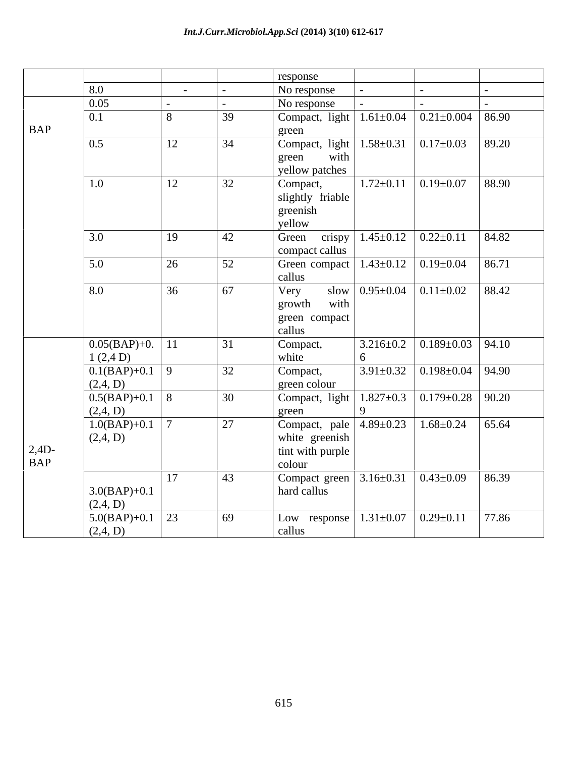|  |  |  |  | response |  |  |  |
|---|---|---|---|---|---|---|---|
|  | 8.0 | - | - | No response | - | - | - |
| BAP | 0.05 | - | - | No response | - | - | - |
|  | 0.1 | 8 | 39 | Compact, light green | 1.61±0.04 | 0.21±0.004 | 86.90 |
|  | 0.5 | 12 | 34 | Compact, light green with yellow patches | 1.58±0.31 | 0.17±0.03 | 89.20 |
|  | 1.0 | 12 | 32 | Compact, slightly friable greenish yellow | 1.72±0.11 | 0.19±0.07 | 88.90 |
|  | 3.0 | 19 | 42 | Green crispy compact callus | 1.45±0.12 | 0.22±0.11 | 84.82 |
|  | 5.0 | 26 | 52 | Green compact callus | 1.43±0.12 | 0.19±0.04 | 86.71 |
|  | 8.0 | 36 | 67 | Very slow growth with green compact callus | 0.95±0.04 | 0.11±0.02 | 88.42 |
| 2,4D-BAP | 0.05(BAP)+0.1 (2,4 D) | 11 | 31 | Compact, white | 3.216±0.26 | 0.189±0.03 | 94.10 |
|  | 0.1(BAP)+0.1 (2,4, D) | 9 | 32 | Compact, green colour | 3.91±0.32 | 0.198±0.04 | 94.90 |
|  | 0.5(BAP)+0.1 (2,4, D) | 8 | 30 | Compact, light green | 1.827±0.39 | 0.179±0.28 | 90.20 |
|  | 1.0(BAP)+0.1 (2,4, D) | 7 | 27 | Compact, pale white greenish tint with purple colour | 4.89±0.23 | 1.68±0.24 | 65.64 |
|  | 3.0(BAP)+0.1 (2,4, D) | 17 | 43 | Compact green hard callus | 3.16±0.31 | 0.43±0.09 | 86.39 |
|  | 5.0(BAP)+0.1 (2,4, D) | 23 | 69 | Low response callus | 1.31±0.07 | 0.29±0.11 | 77.86 |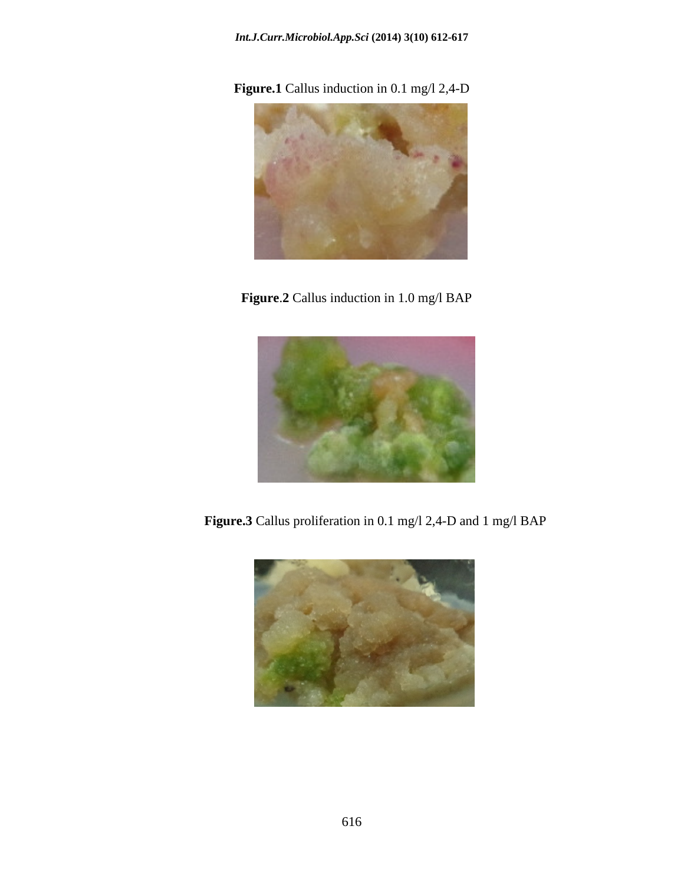**Figure.1** Callus induction in 0.1 mg/l 2,4-D

**Figure**.**2** Callus induction in 1.0 mg/l BAP

**Figure.3** Callus proliferation in 0.1 mg/l 2,4-D and 1 mg/l BAP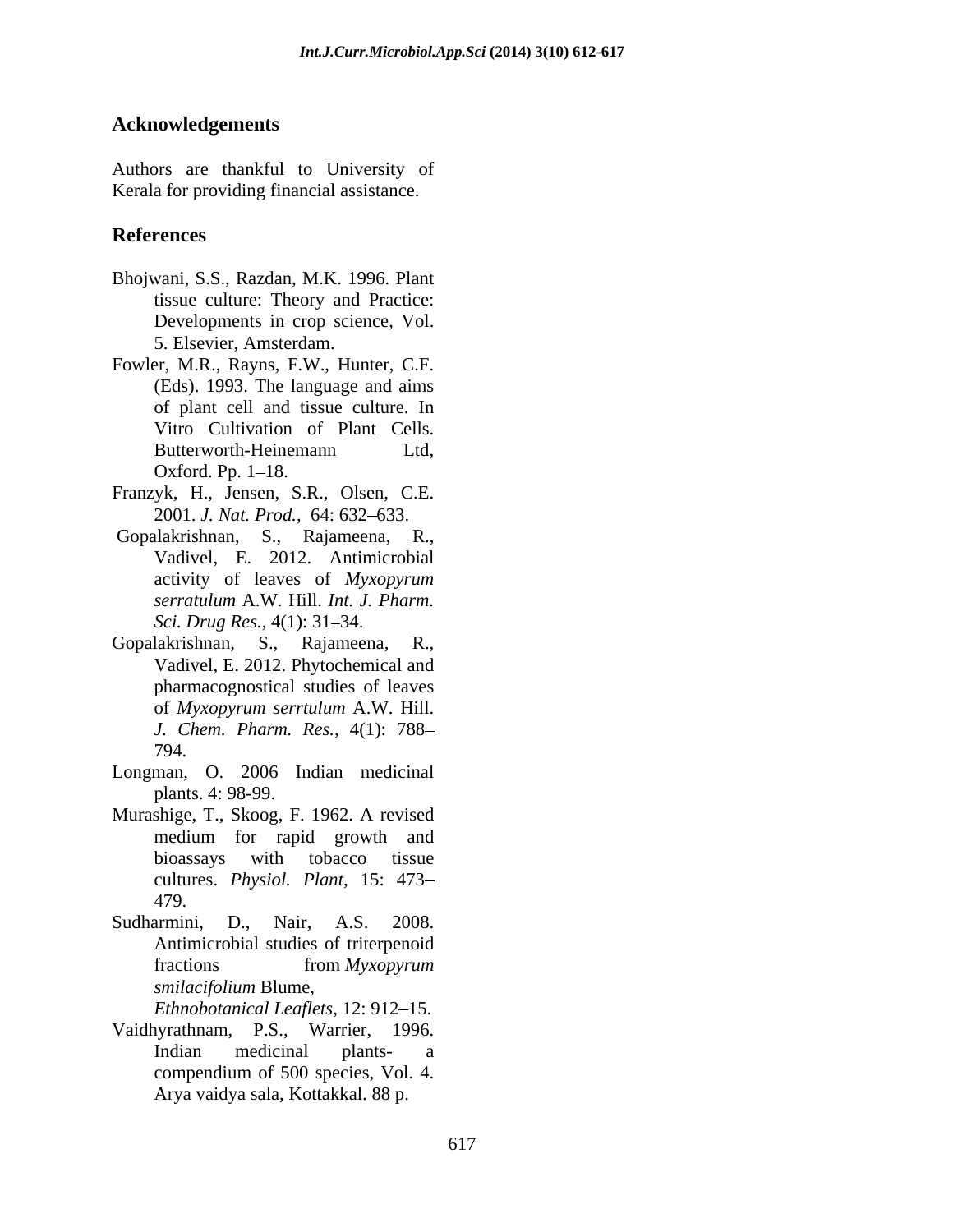## Acknowledgements

Authors are thankful to University of Kerala for providing financial assistance.

## References

Bhojwani, S.S., Razdan, M.K. 1996. Plant tissue culture: Theory and Practice: Developments in crop science, Vol. 5. Elsevier, Amsterdam.

Fowler, M.R., Rayns, F.W., Hunter, C.F. (Eds). 1993. The language and aims of plant cell and tissue culture. In Vitro Cultivation of Plant Cells. Butterworth-Heinemann Ltd, Oxford. Pp. 1–18.

Franzyk, H., Jensen, S.R., Olsen, C.E. 2001. *J. Nat. Prod.,* 64: 632–633.

Gopalakrishnan, S., Rajameena, R., Vadivel, E. 2012. Antimicrobial activity of leaves of *Myxopyrum serratulum* A.W. Hill. *Int. J. Pharm. Sci. Drug Res.,* 4(1): 31–34.

Gopalakrishnan, S., Rajameena, R., Vadivel, E. 2012. Phytochemical and pharmacognostical studies of leaves of *Myxopyrum serrtulum* A.W. Hill. *J. Chem. Pharm. Res.,* 4(1): 788–794.

Longman, O. 2006 Indian medicinal plants. 4: 98-99.

Murashige, T., Skoog, F. 1962. A revised medium for rapid growth and bioassays with tobacco tissue cultures. *Physiol. Plant,* 15: 473–479.

Sudharmini, D., Nair, A.S. 2008. Antimicrobial studies of triterpenoid fractions from *Myxopyrum smilacifolium* Blume, *Ethnobotanical Leaflets,* 12: 912–15.

Vaidhyrathnam, P.S., Warrier, 1996. Indian medicinal plants- a compendium of 500 species, Vol. 4. Arya vaidya sala, Kottakkal. 88 p.